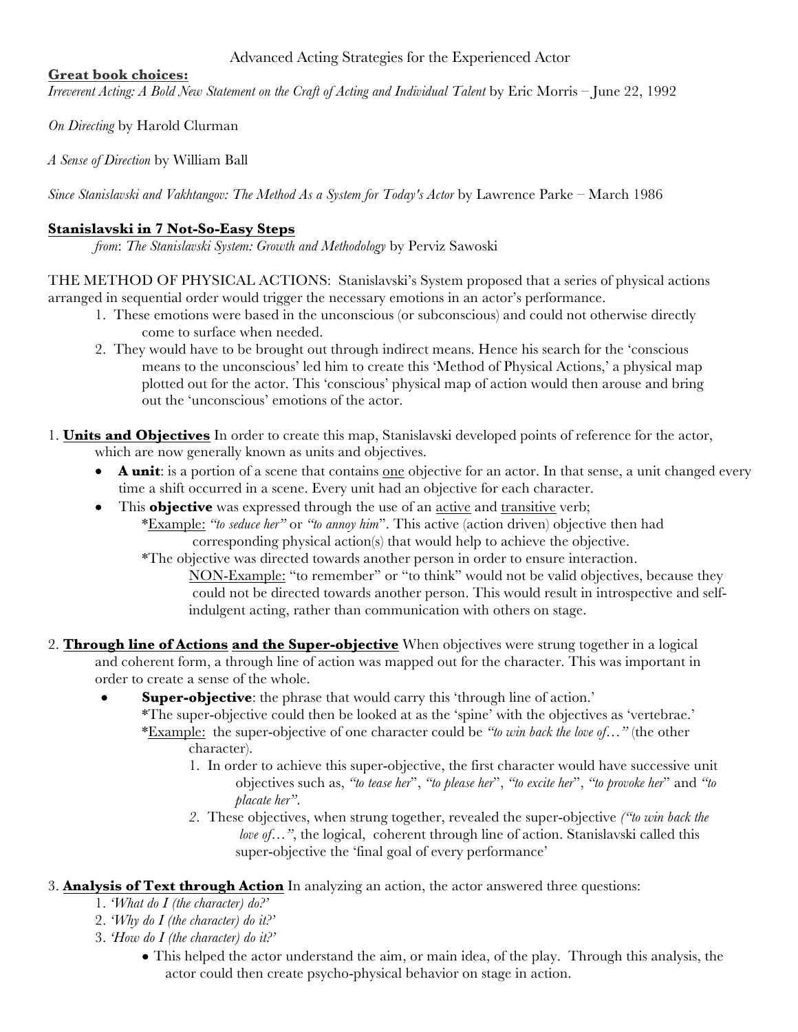# Advanced Acting Strategies for the Experienced Actor

**Great book choices:**

*Irreverent Acting: A Bold New Statement on the Craft of Acting and Individual Talent* by Eric Morris – June 22, 1992

*On Directing* by Harold Clurman

*A Sense of Direction* by William Ball

*Since Stanislavski and Vakhtangov: The Method As a System for Today's Actor* by Lawrence Parke – March 1986

## Stanislavski in 7 Not-So-Easy Steps

*from*: *The Stanislavski System: Growth and Methodology* by Perviz Sawoski

THE METHOD OF PHYSICAL ACTIONS: Stanislavski's System proposed that a series of physical actions arranged in sequential order would trigger the necessary emotions in an actor's performance.

1. These emotions were based in the unconscious (or subconscious) and could not otherwise directly come to surface when needed.
2. They would have to be brought out through indirect means. Hence his search for the 'conscious means to the unconscious' led him to create this 'Method of Physical Actions,' a physical map plotted out for the actor. This 'conscious' physical map of action would then arouse and bring out the 'unconscious' emotions of the actor.

1. **Units and Objectives** In order to create this map, Stanislavski developed points of reference for the actor, which are now generally known as units and objectives.
   - **A unit**: is a portion of a scene that contains one objective for an actor. In that sense, a unit changed every time a shift occurred in a scene. Every unit had an objective for each character.
   - This **objective** was expressed through the use of an active and transitive verb;
     *Example: *"to seduce her"* or *"to annoy him"*. This active (action driven) objective then had corresponding physical action(s) that would help to achieve the objective.
     *The objective was directed towards another person in order to ensure interaction.
     NON-Example: "to remember" or "to think" would not be valid objectives, because they could not be directed towards another person. This would result in introspective and self-indulgent acting, rather than communication with others on stage.

2. **Through line of Actions and the Super-objective** When objectives were strung together in a logical and coherent form, a through line of action was mapped out for the character. This was important in order to create a sense of the whole.
   - **Super-objective**: the phrase that would carry this 'through line of action.'
     *The super-objective could then be looked at as the 'spine' with the objectives as 'vertebrae.'
     *Example: the super-objective of one character could be *"to win back the love of…"* (the other character).
     1. In order to achieve this super-objective, the first character would have successive unit objectives such as, *"to tease her"*, *"to please her"*, *"to excite her"*, *"to provoke her"* and *"to placate her"*.
     2. These objectives, when strung together, revealed the super-objective *("to win back the love of…"*, the logical, coherent through line of action. Stanislavski called this super-objective the 'final goal of every performance'

3. **Analysis of Text through Action** In analyzing an action, the actor answered three questions:
   1. *'What do I (the character) do?'*
   2. *'Why do I (the character) do it?'*
   3. *'How do I (the character) do it?'*
   - This helped the actor understand the aim, or main idea, of the play. Through this analysis, the actor could then create psycho-physical behavior on stage in action.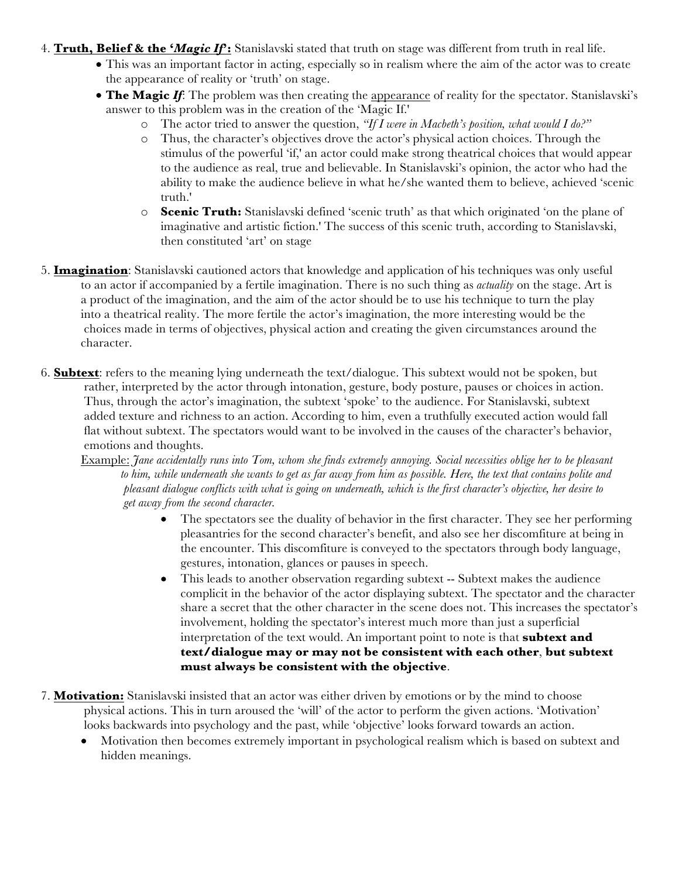4. **<u>Truth, Belief & the '*Magic If*':</u>** Stanislavski stated that truth on stage was different from truth in real life.
   - This was an important factor in acting, especially so in realism where the aim of the actor was to create the appearance of reality or 'truth' on stage.
   - **The Magic *If***: The problem was then creating the <u>appearance</u> of reality for the spectator. Stanislavski's answer to this problem was in the creation of the 'Magic If.'
     - The actor tried to answer the question, *"If I were in Macbeth's position, what would I do?"*
     - Thus, the character's objectives drove the actor's physical action choices. Through the stimulus of the powerful 'if,' an actor could make strong theatrical choices that would appear to the audience as real, true and believable. In Stanislavski's opinion, the actor who had the ability to make the audience believe in what he/she wanted them to believe, achieved 'scenic truth.'
     - **Scenic Truth:** Stanislavski defined 'scenic truth' as that which originated 'on the plane of imaginative and artistic fiction.' The success of this scenic truth, according to Stanislavski, then constituted 'art' on stage

5. **<u>Imagination</u>**: Stanislavski cautioned actors that knowledge and application of his techniques was only useful to an actor if accompanied by a fertile imagination. There is no such thing as *actuality* on the stage. Art is a product of the imagination, and the aim of the actor should be to use his technique to turn the play into a theatrical reality. The more fertile the actor's imagination, the more interesting would be the choices made in terms of objectives, physical action and creating the given circumstances around the character.

6. **<u>Subtext</u>**: refers to the meaning lying underneath the text/dialogue. This subtext would not be spoken, but rather, interpreted by the actor through intonation, gesture, body posture, pauses or choices in action. Thus, through the actor's imagination, the subtext 'spoke' to the audience. For Stanislavski, subtext added texture and richness to an action. According to him, even a truthfully executed action would fall flat without subtext. The spectators would want to be involved in the causes of the character's behavior, emotions and thoughts.

   <u>Example:</u> *Jane accidentally runs into Tom, whom she finds extremely annoying. Social necessities oblige her to be pleasant to him, while underneath she wants to get as far away from him as possible. Here, the text that contains polite and pleasant dialogue conflicts with what is going on underneath, which is the first character's objective, her desire to get away from the second character.*

   - The spectators see the duality of behavior in the first character. They see her performing pleasantries for the second character's benefit, and also see her discomfiture at being in the encounter. This discomfiture is conveyed to the spectators through body language, gestures, intonation, glances or pauses in speech.
   - This leads to another observation regarding subtext -- Subtext makes the audience complicit in the behavior of the actor displaying subtext. The spectator and the character share a secret that the other character in the scene does not. This increases the spectator's involvement, holding the spectator's interest much more than just a superficial interpretation of the text would. An important point to note is that **subtext and text/dialogue may or may not be consistent with each other**, **but subtext must always be consistent with the objective**.

7. **<u>Motivation:</u>** Stanislavski insisted that an actor was either driven by emotions or by the mind to choose physical actions. This in turn aroused the 'will' of the actor to perform the given actions. 'Motivation' looks backwards into psychology and the past, while 'objective' looks forward towards an action.
   - Motivation then becomes extremely important in psychological realism which is based on subtext and hidden meanings.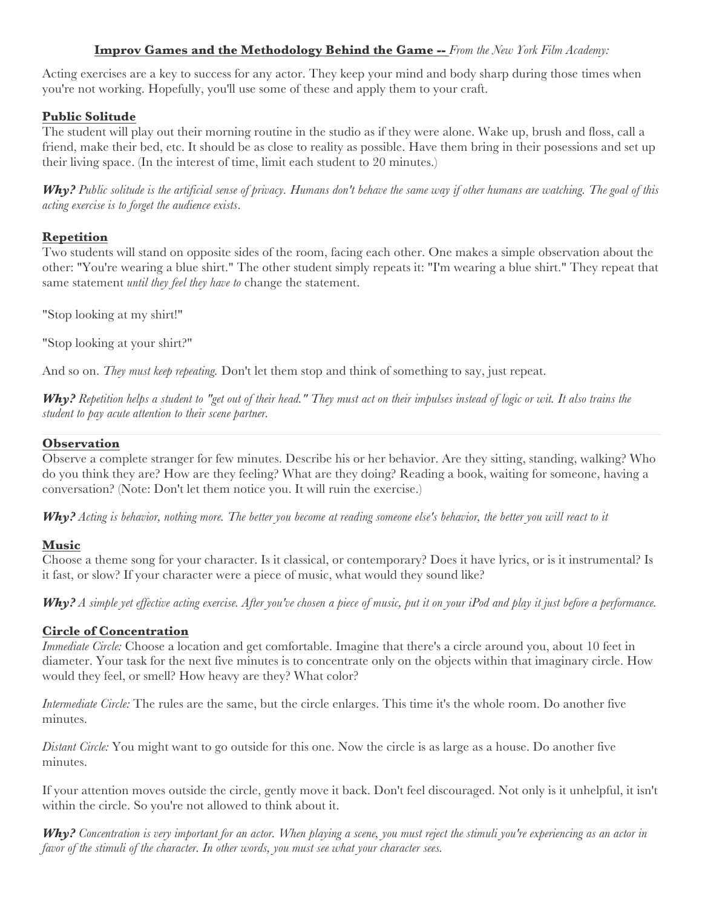**Improv Games and the Methodology Behind the Game --** *From the New York Film Academy:*

Acting exercises are a key to success for any actor. They keep your mind and body sharp during those times when you're not working. Hopefully, you'll use some of these and apply them to your craft.

## Public Solitude

The student will play out their morning routine in the studio as if they were alone. Wake up, brush and floss, call a friend, make their bed, etc. It should be as close to reality as possible. Have them bring in their posessions and set up their living space. (In the interest of time, limit each student to 20 minutes.)

***Why?*** *Public solitude is the artificial sense of privacy. Humans don't behave the same way if other humans are watching. The goal of this acting exercise is to forget the audience exists.*

## Repetition

Two students will stand on opposite sides of the room, facing each other. One makes a simple observation about the other: "You're wearing a blue shirt." The other student simply repeats it: "I'm wearing a blue shirt." They repeat that same statement *until they feel they have to* change the statement.

"Stop looking at my shirt!"

"Stop looking at your shirt?"

And so on. *They must keep repeating.* Don't let them stop and think of something to say, just repeat.

***Why?*** *Repetition helps a student to "get out of their head." They must act on their impulses instead of logic or wit. It also trains the student to pay acute attention to their scene partner.*

## Observation

Observe a complete stranger for few minutes. Describe his or her behavior. Are they sitting, standing, walking? Who do you think they are? How are they feeling? What are they doing? Reading a book, waiting for someone, having a conversation? (Note: Don't let them notice you. It will ruin the exercise.)

***Why?*** *Acting is behavior, nothing more. The better you become at reading someone else's behavior, the better you will react to it*

## Music

Choose a theme song for your character. Is it classical, or contemporary? Does it have lyrics, or is it instrumental? Is it fast, or slow? If your character were a piece of music, what would they sound like?

***Why?*** *A simple yet effective acting exercise. After you've chosen a piece of music, put it on your iPod and play it just before a performance.*

## Circle of Concentration

*Immediate Circle:* Choose a location and get comfortable. Imagine that there's a circle around you, about 10 feet in diameter. Your task for the next five minutes is to concentrate only on the objects within that imaginary circle. How would they feel, or smell? How heavy are they? What color?

*Intermediate Circle:* The rules are the same, but the circle enlarges. This time it's the whole room. Do another five minutes.

*Distant Circle:* You might want to go outside for this one. Now the circle is as large as a house. Do another five minutes.

If your attention moves outside the circle, gently move it back. Don't feel discouraged. Not only is it unhelpful, it isn't within the circle. So you're not allowed to think about it.

***Why?*** *Concentration is very important for an actor. When playing a scene, you must reject the stimuli you're experiencing as an actor in favor of the stimuli of the character. In other words, you must see what your character sees.*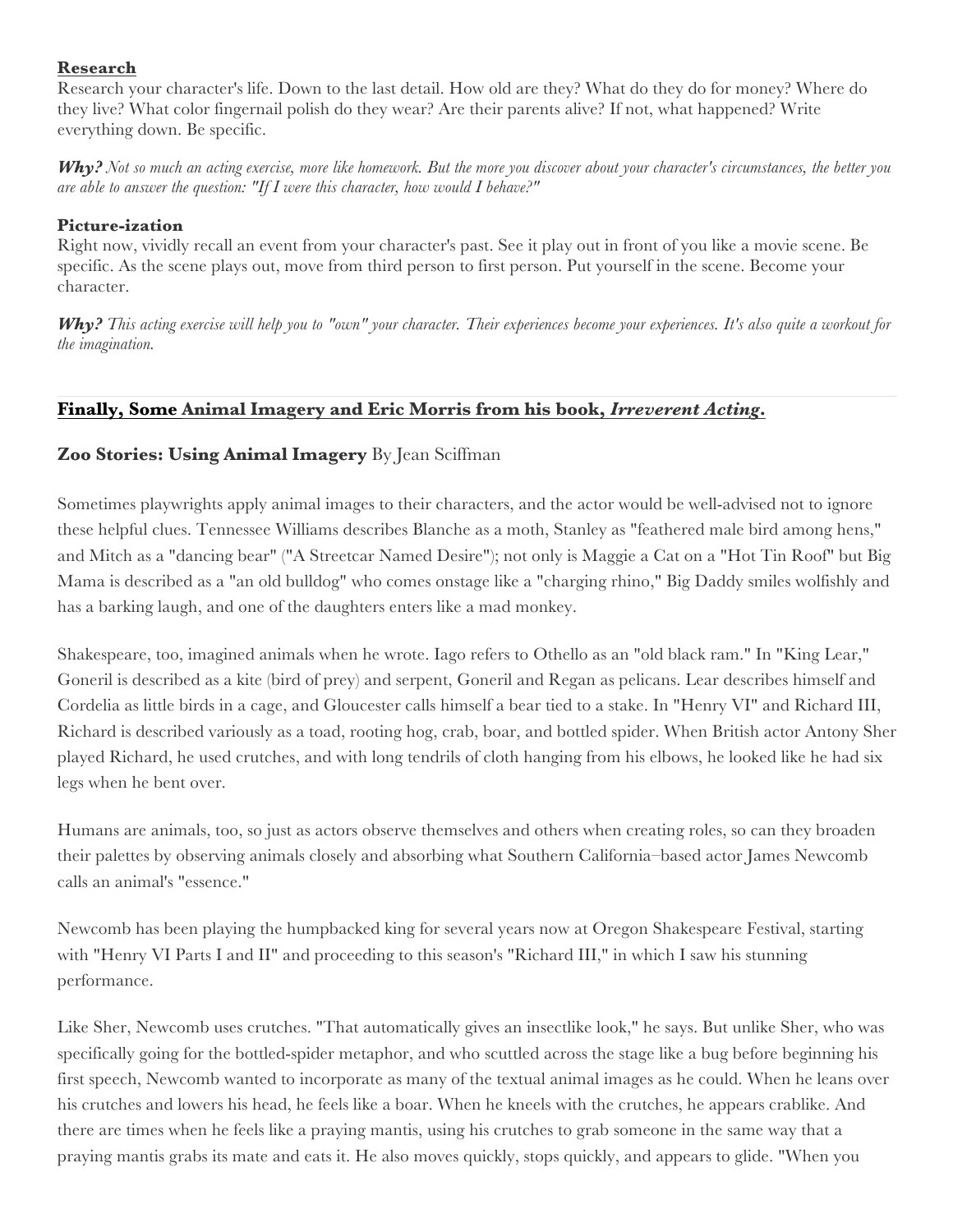**Research**

Research your character's life. Down to the last detail. How old are they? What do they do for money? Where do they live? What color fingernail polish do they wear? Are their parents alive? If not, what happened? Write everything down. Be specific.

***Why?*** *Not so much an acting exercise, more like homework. But the more you discover about your character's circumstances, the better you are able to answer the question: "If I were this character, how would I behave?"*

**Picture-ization**

Right now, vividly recall an event from your character's past. See it play out in front of you like a movie scene. Be specific. As the scene plays out, move from third person to first person. Put yourself in the scene. Become your character.

***Why?*** *This acting exercise will help you to "own" your character. Their experiences become your experiences. It's also quite a workout for the imagination.*

---

## Finally, Some Animal Imagery and Eric Morris from his book, *Irreverent Acting*.

**Zoo Stories: Using Animal Imagery** By Jean Sciffman

Sometimes playwrights apply animal images to their characters, and the actor would be well-advised not to ignore these helpful clues. Tennessee Williams describes Blanche as a moth, Stanley as "feathered male bird among hens," and Mitch as a "dancing bear" ("A Streetcar Named Desire"); not only is Maggie a Cat on a "Hot Tin Roof" but Big Mama is described as a "an old bulldog" who comes onstage like a "charging rhino," Big Daddy smiles wolfishly and has a barking laugh, and one of the daughters enters like a mad monkey.

Shakespeare, too, imagined animals when he wrote. Iago refers to Othello as an "old black ram." In "King Lear," Goneril is described as a kite (bird of prey) and serpent, Goneril and Regan as pelicans. Lear describes himself and Cordelia as little birds in a cage, and Gloucester calls himself a bear tied to a stake. In "Henry VI" and Richard III, Richard is described variously as a toad, rooting hog, crab, boar, and bottled spider. When British actor Antony Sher played Richard, he used crutches, and with long tendrils of cloth hanging from his elbows, he looked like he had six legs when he bent over.

Humans are animals, too, so just as actors observe themselves and others when creating roles, so can they broaden their palettes by observing animals closely and absorbing what Southern California–based actor James Newcomb calls an animal's "essence."

Newcomb has been playing the humpbacked king for several years now at Oregon Shakespeare Festival, starting with "Henry VI Parts I and II" and proceeding to this season's "Richard III," in which I saw his stunning performance.

Like Sher, Newcomb uses crutches. "That automatically gives an insectlike look," he says. But unlike Sher, who was specifically going for the bottled-spider metaphor, and who scuttled across the stage like a bug before beginning his first speech, Newcomb wanted to incorporate as many of the textual animal images as he could. When he leans over his crutches and lowers his head, he feels like a boar. When he kneels with the crutches, he appears crablike. And there are times when he feels like a praying mantis, using his crutches to grab someone in the same way that a praying mantis grabs its mate and eats it. He also moves quickly, stops quickly, and appears to glide. "When you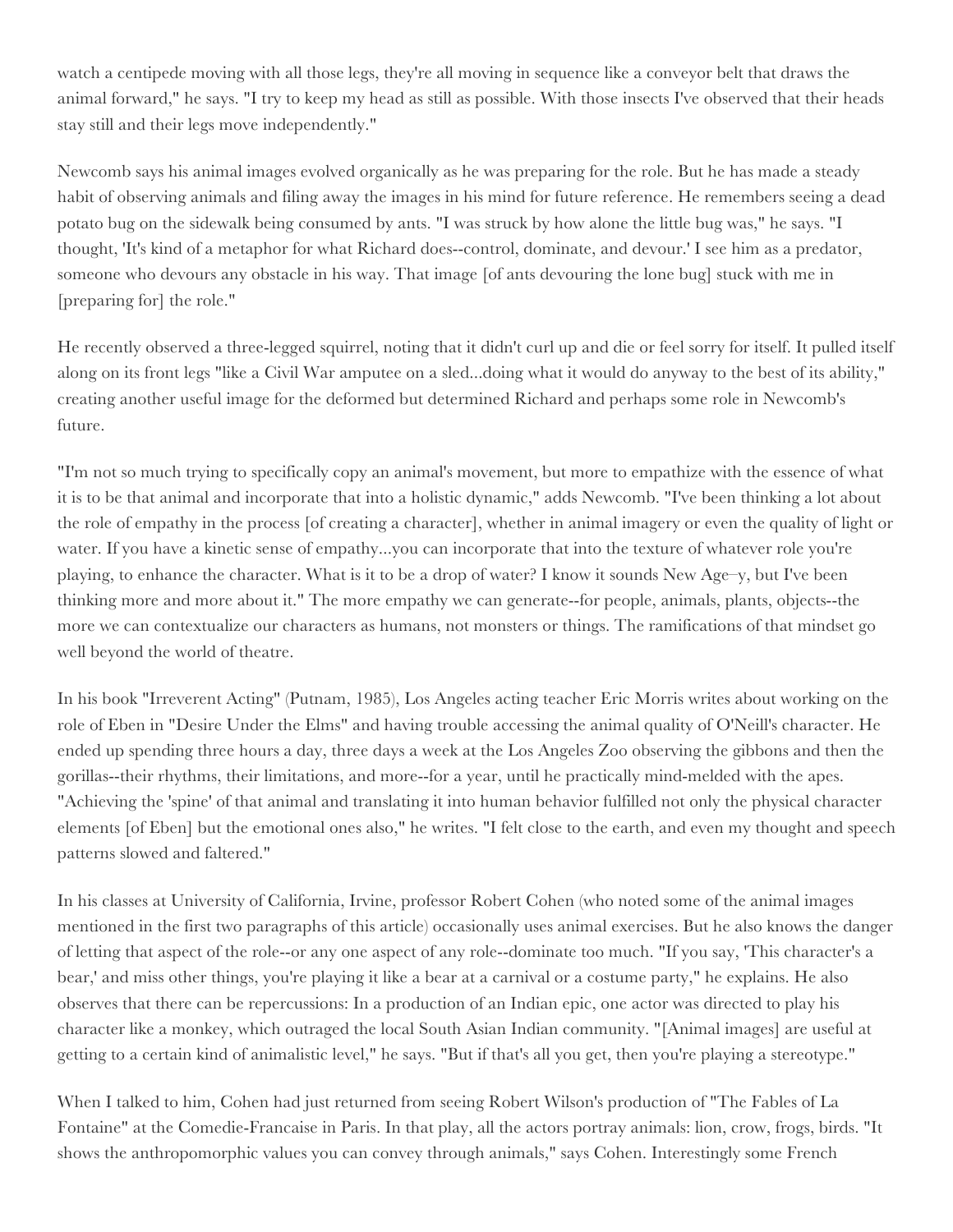watch a centipede moving with all those legs, they're all moving in sequence like a conveyor belt that draws the animal forward," he says. "I try to keep my head as still as possible. With those insects I've observed that their heads stay still and their legs move independently."

Newcomb says his animal images evolved organically as he was preparing for the role. But he has made a steady habit of observing animals and filing away the images in his mind for future reference. He remembers seeing a dead potato bug on the sidewalk being consumed by ants. "I was struck by how alone the little bug was," he says. "I thought, 'It's kind of a metaphor for what Richard does--control, dominate, and devour.' I see him as a predator, someone who devours any obstacle in his way. That image [of ants devouring the lone bug] stuck with me in [preparing for] the role."

He recently observed a three-legged squirrel, noting that it didn't curl up and die or feel sorry for itself. It pulled itself along on its front legs "like a Civil War amputee on a sled...doing what it would do anyway to the best of its ability," creating another useful image for the deformed but determined Richard and perhaps some role in Newcomb's future.

"I'm not so much trying to specifically copy an animal's movement, but more to empathize with the essence of what it is to be that animal and incorporate that into a holistic dynamic," adds Newcomb. "I've been thinking a lot about the role of empathy in the process [of creating a character], whether in animal imagery or even the quality of light or water. If you have a kinetic sense of empathy...you can incorporate that into the texture of whatever role you're playing, to enhance the character. What is it to be a drop of water? I know it sounds New Age–y, but I've been thinking more and more about it." The more empathy we can generate--for people, animals, plants, objects--the more we can contextualize our characters as humans, not monsters or things. The ramifications of that mindset go well beyond the world of theatre.

In his book "Irreverent Acting" (Putnam, 1985), Los Angeles acting teacher Eric Morris writes about working on the role of Eben in "Desire Under the Elms" and having trouble accessing the animal quality of O'Neill's character. He ended up spending three hours a day, three days a week at the Los Angeles Zoo observing the gibbons and then the gorillas--their rhythms, their limitations, and more--for a year, until he practically mind-melded with the apes. "Achieving the 'spine' of that animal and translating it into human behavior fulfilled not only the physical character elements [of Eben] but the emotional ones also," he writes. "I felt close to the earth, and even my thought and speech patterns slowed and faltered."

In his classes at University of California, Irvine, professor Robert Cohen (who noted some of the animal images mentioned in the first two paragraphs of this article) occasionally uses animal exercises. But he also knows the danger of letting that aspect of the role--or any one aspect of any role--dominate too much. "If you say, 'This character's a bear,' and miss other things, you're playing it like a bear at a carnival or a costume party," he explains. He also observes that there can be repercussions: In a production of an Indian epic, one actor was directed to play his character like a monkey, which outraged the local South Asian Indian community. "[Animal images] are useful at getting to a certain kind of animalistic level," he says. "But if that's all you get, then you're playing a stereotype."

When I talked to him, Cohen had just returned from seeing Robert Wilson's production of "The Fables of La Fontaine" at the Comedie-Francaise in Paris. In that play, all the actors portray animals: lion, crow, frogs, birds. "It shows the anthropomorphic values you can convey through animals," says Cohen. Interestingly some French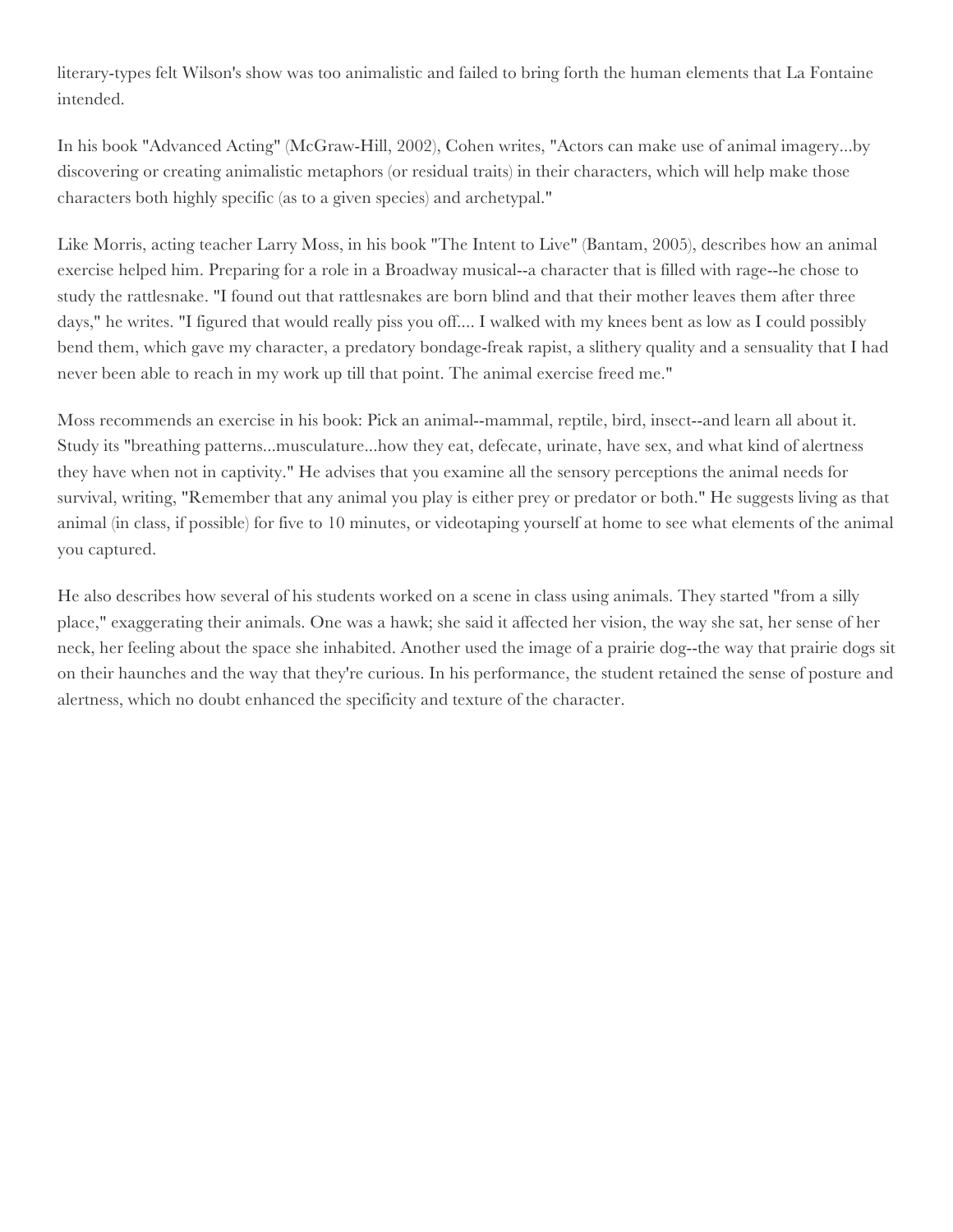literary-types felt Wilson's show was too animalistic and failed to bring forth the human elements that La Fontaine intended.

In his book "Advanced Acting" (McGraw-Hill, 2002), Cohen writes, "Actors can make use of animal imagery...by discovering or creating animalistic metaphors (or residual traits) in their characters, which will help make those characters both highly specific (as to a given species) and archetypal."

Like Morris, acting teacher Larry Moss, in his book "The Intent to Live" (Bantam, 2005), describes how an animal exercise helped him. Preparing for a role in a Broadway musical--a character that is filled with rage--he chose to study the rattlesnake. "I found out that rattlesnakes are born blind and that their mother leaves them after three days," he writes. "I figured that would really piss you off.... I walked with my knees bent as low as I could possibly bend them, which gave my character, a predatory bondage-freak rapist, a slithery quality and a sensuality that I had never been able to reach in my work up till that point. The animal exercise freed me."

Moss recommends an exercise in his book: Pick an animal--mammal, reptile, bird, insect--and learn all about it. Study its "breathing patterns...musculature...how they eat, defecate, urinate, have sex, and what kind of alertness they have when not in captivity." He advises that you examine all the sensory perceptions the animal needs for survival, writing, "Remember that any animal you play is either prey or predator or both." He suggests living as that animal (in class, if possible) for five to 10 minutes, or videotaping yourself at home to see what elements of the animal you captured.

He also describes how several of his students worked on a scene in class using animals. They started "from a silly place," exaggerating their animals. One was a hawk; she said it affected her vision, the way she sat, her sense of her neck, her feeling about the space she inhabited. Another used the image of a prairie dog--the way that prairie dogs sit on their haunches and the way that they're curious. In his performance, the student retained the sense of posture and alertness, which no doubt enhanced the specificity and texture of the character.